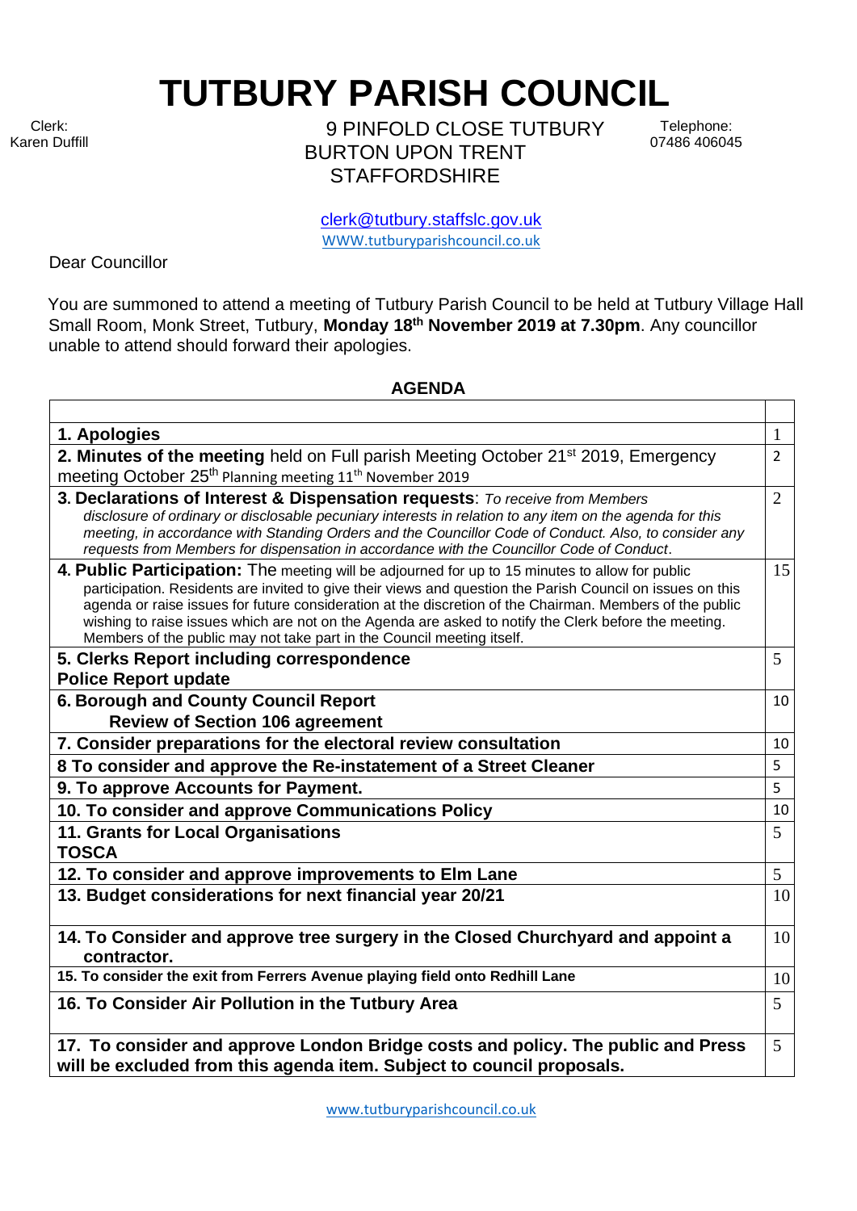# TUTBURY PARISH COUNCIL

Clerk:
Karen Duffill

9 PINFOLD CLOSE TUTBURY
BURTON UPON TRENT
STAFFORDSHIRE

Telephone:
07486 406045

clerk@tutbury.staffslc.gov.uk
WWW.tutburyparishcouncil.co.uk

Dear Councillor

You are summoned to attend a meeting of Tutbury Parish Council to be held at Tutbury Village Hall Small Room, Monk Street, Tutbury, **Monday 18th November 2019 at 7.30pm**. Any councillor unable to attend should forward their apologies.

## AGENDA

| | |
|---|---|
| **1. Apologies** | 1 |
| **2. Minutes of the meeting** held on Full parish Meeting October 21st 2019, Emergency meeting October 25th Planning meeting 11th November 2019 | 2 |
| **3. Declarations of Interest & Dispensation requests**: *To receive from Members disclosure of ordinary or disclosable pecuniary interests in relation to any item on the agenda for this meeting, in accordance with Standing Orders and the Councillor Code of Conduct. Also, to consider any requests from Members for dispensation in accordance with the Councillor Code of Conduct*. | 2 |
| **4. Public Participation:** The meeting will be adjourned for up to 15 minutes to allow for public participation. Residents are invited to give their views and question the Parish Council on issues on this agenda or raise issues for future consideration at the discretion of the Chairman. Members of the public wishing to raise issues which are not on the Agenda are asked to notify the Clerk before the meeting. Members of the public may not take part in the Council meeting itself. | 15 |
| **5. Clerks Report including correspondence**<br>**Police Report update** | 5 |
| **6. Borough and County Council Report**<br>**Review of Section 106 agreement** | 10 |
| **7. Consider preparations for the electoral review consultation** | 10 |
| **8 To consider and approve the Re-instatement of a Street Cleaner** | 5 |
| **9. To approve Accounts for Payment.** | 5 |
| **10. To consider and approve Communications Policy** | 10 |
| **11. Grants for Local Organisations**<br>**TOSCA** | 5 |
| **12. To consider and approve improvements to Elm Lane** | 5 |
| **13. Budget considerations for next financial year 20/21** | 10 |
| **14. To Consider and approve tree surgery in the Closed Churchyard and appoint a contractor.** | 10 |
| **15. To consider the exit from Ferrers Avenue playing field onto Redhill Lane** | 10 |
| **16. To Consider Air Pollution in the Tutbury Area** | 5 |
| **17. To consider and approve London Bridge costs and policy. The public and Press will be excluded from this agenda item. Subject to council proposals.** | 5 |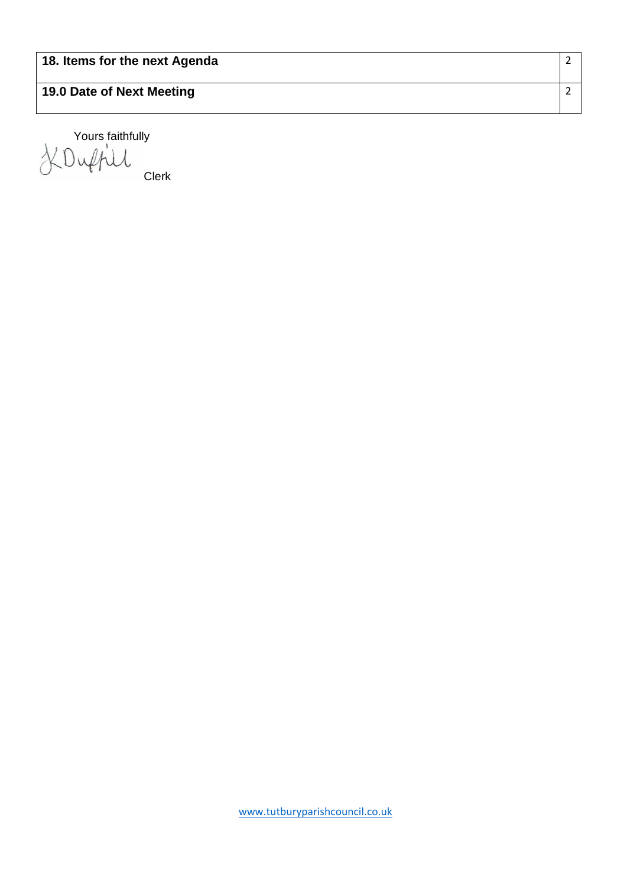| | |
|---|---|
| **18. Items for the next Agenda** | 2 |
| **19.0 Date of Next Meeting** | 2 |

Yours faithfully

K Duffill

Clerk

www.tutburyparishcouncil.co.uk